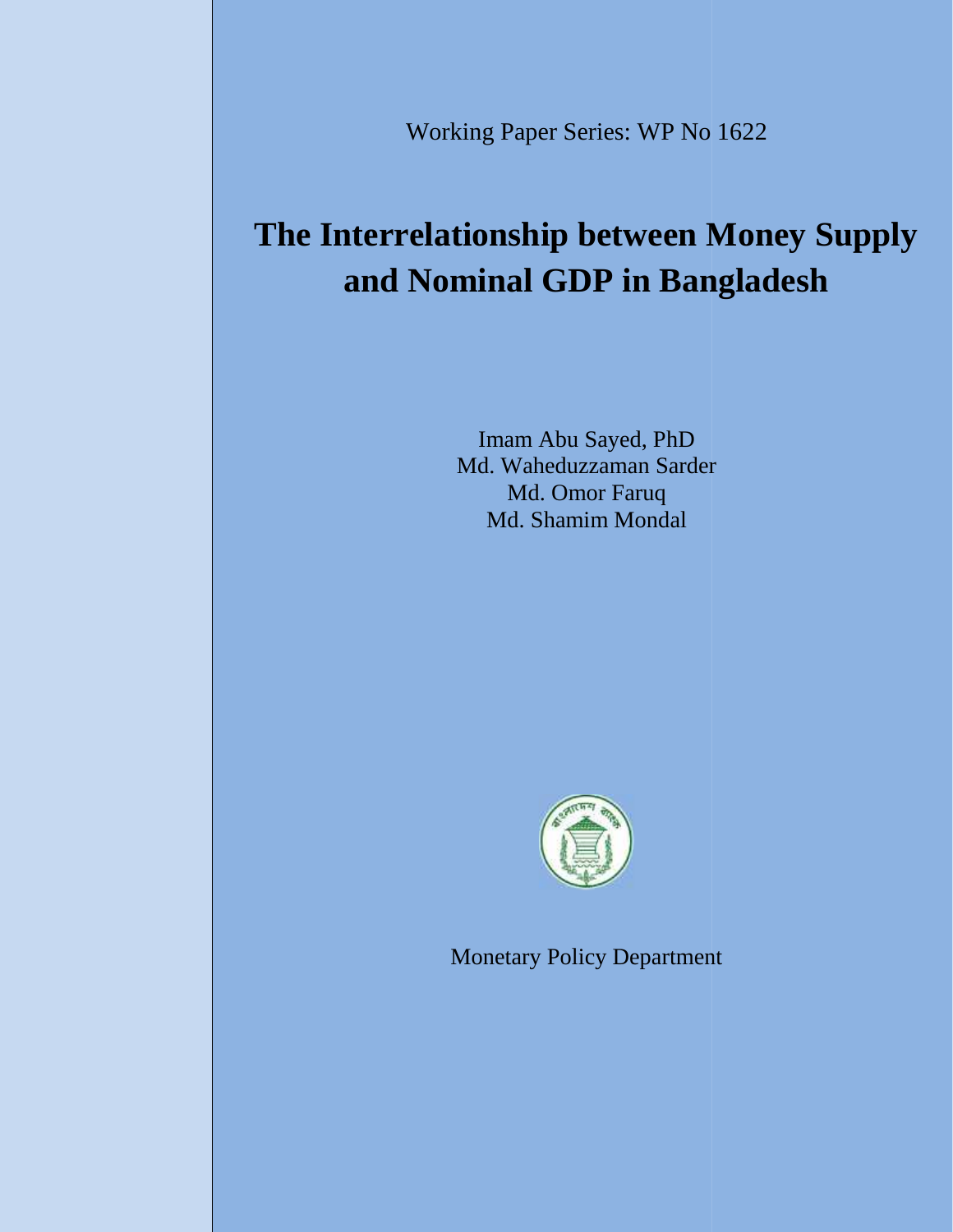Working Paper Series: WP No 1622

# The Interrelationship between Money Supply and Nominal GDP in Bangladesh

Imam Abu Sayed, PhD
Md. Waheduzzaman Sarder
Md. Omor Faruq
Md. Shamim Mondal

Monetary Policy Department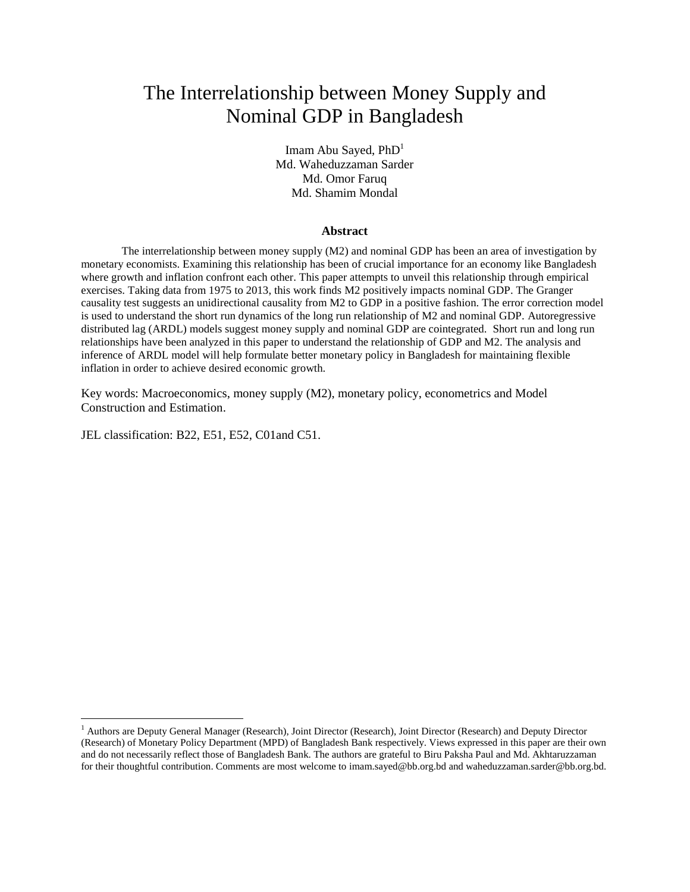# The Interrelationship between Money Supply and Nominal GDP in Bangladesh

Imam Abu Sayed, PhD[1]
Md. Waheduzzaman Sarder
Md. Omor Faruq
Md. Shamim Mondal

### Abstract

The interrelationship between money supply (M2) and nominal GDP has been an area of investigation by monetary economists. Examining this relationship has been of crucial importance for an economy like Bangladesh where growth and inflation confront each other. This paper attempts to unveil this relationship through empirical exercises. Taking data from 1975 to 2013, this work finds M2 positively impacts nominal GDP. The Granger causality test suggests an unidirectional causality from M2 to GDP in a positive fashion. The error correction model is used to understand the short run dynamics of the long run relationship of M2 and nominal GDP. Autoregressive distributed lag (ARDL) models suggest money supply and nominal GDP are cointegrated. Short run and long run relationships have been analyzed in this paper to understand the relationship of GDP and M2. The analysis and inference of ARDL model will help formulate better monetary policy in Bangladesh for maintaining flexible inflation in order to achieve desired economic growth.

Key words: Macroeconomics, money supply (M2), monetary policy, econometrics and Model Construction and Estimation.

JEL classification: B22, E51, E52, C01and C51.

---

[1] Authors are Deputy General Manager (Research), Joint Director (Research), Joint Director (Research) and Deputy Director (Research) of Monetary Policy Department (MPD) of Bangladesh Bank respectively. Views expressed in this paper are their own and do not necessarily reflect those of Bangladesh Bank. The authors are grateful to Biru Paksha Paul and Md. Akhtaruzzaman for their thoughtful contribution. Comments are most welcome to imam.sayed@bb.org.bd and waheduzzaman.sarder@bb.org.bd.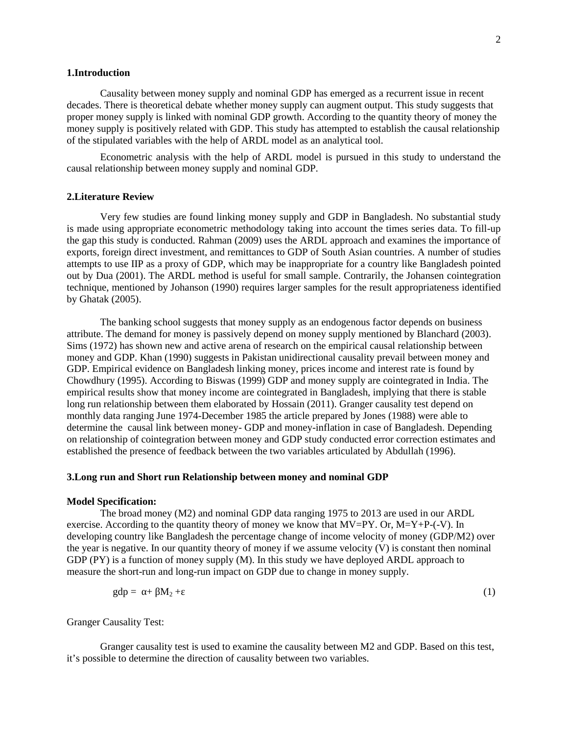## 1.Introduction

Causality between money supply and nominal GDP has emerged as a recurrent issue in recent decades. There is theoretical debate whether money supply can augment output. This study suggests that proper money supply is linked with nominal GDP growth. According to the quantity theory of money the money supply is positively related with GDP. This study has attempted to establish the causal relationship of the stipulated variables with the help of ARDL model as an analytical tool.

Econometric analysis with the help of ARDL model is pursued in this study to understand the causal relationship between money supply and nominal GDP.

## 2.Literature Review

Very few studies are found linking money supply and GDP in Bangladesh. No substantial study is made using appropriate econometric methodology taking into account the times series data. To fill-up the gap this study is conducted. Rahman (2009) uses the ARDL approach and examines the importance of exports, foreign direct investment, and remittances to GDP of South Asian countries. A number of studies attempts to use IIP as a proxy of GDP, which may be inappropriate for a country like Bangladesh pointed out by Dua (2001). The ARDL method is useful for small sample. Contrarily, the Johansen cointegration technique, mentioned by Johanson (1990) requires larger samples for the result appropriateness identified by Ghatak (2005).

The banking school suggests that money supply as an endogenous factor depends on business attribute. The demand for money is passively depend on money supply mentioned by Blanchard (2003). Sims (1972) has shown new and active arena of research on the empirical causal relationship between money and GDP. Khan (1990) suggests in Pakistan unidirectional causality prevail between money and GDP. Empirical evidence on Bangladesh linking money, prices income and interest rate is found by Chowdhury (1995). According to Biswas (1999) GDP and money supply are cointegrated in India. The empirical results show that money income are cointegrated in Bangladesh, implying that there is stable long run relationship between them elaborated by Hossain (2011). Granger causality test depend on monthly data ranging June 1974-December 1985 the article prepared by Jones (1988) were able to determine the causal link between money- GDP and money-inflation in case of Bangladesh. Depending on relationship of cointegration between money and GDP study conducted error correction estimates and established the presence of feedback between the two variables articulated by Abdullah (1996).

## 3.Long run and Short run Relationship between money and nominal GDP

**Model Specification:**

The broad money (M2) and nominal GDP data ranging 1975 to 2013 are used in our ARDL exercise. According to the quantity theory of money we know that MV=PY. Or, M=Y+P-(-V). In developing country like Bangladesh the percentage change of income velocity of money (GDP/M2) over the year is negative. In our quantity theory of money if we assume velocity (V) is constant then nominal GDP (PY) is a function of money supply (M). In this study we have deployed ARDL approach to measure the short-run and long-run impact on GDP due to change in money supply.

$$gdp = \alpha + \beta M_2 + \varepsilon \tag{1}$$

Granger Causality Test:

Granger causality test is used to examine the causality between M2 and GDP. Based on this test, it's possible to determine the direction of causality between two variables.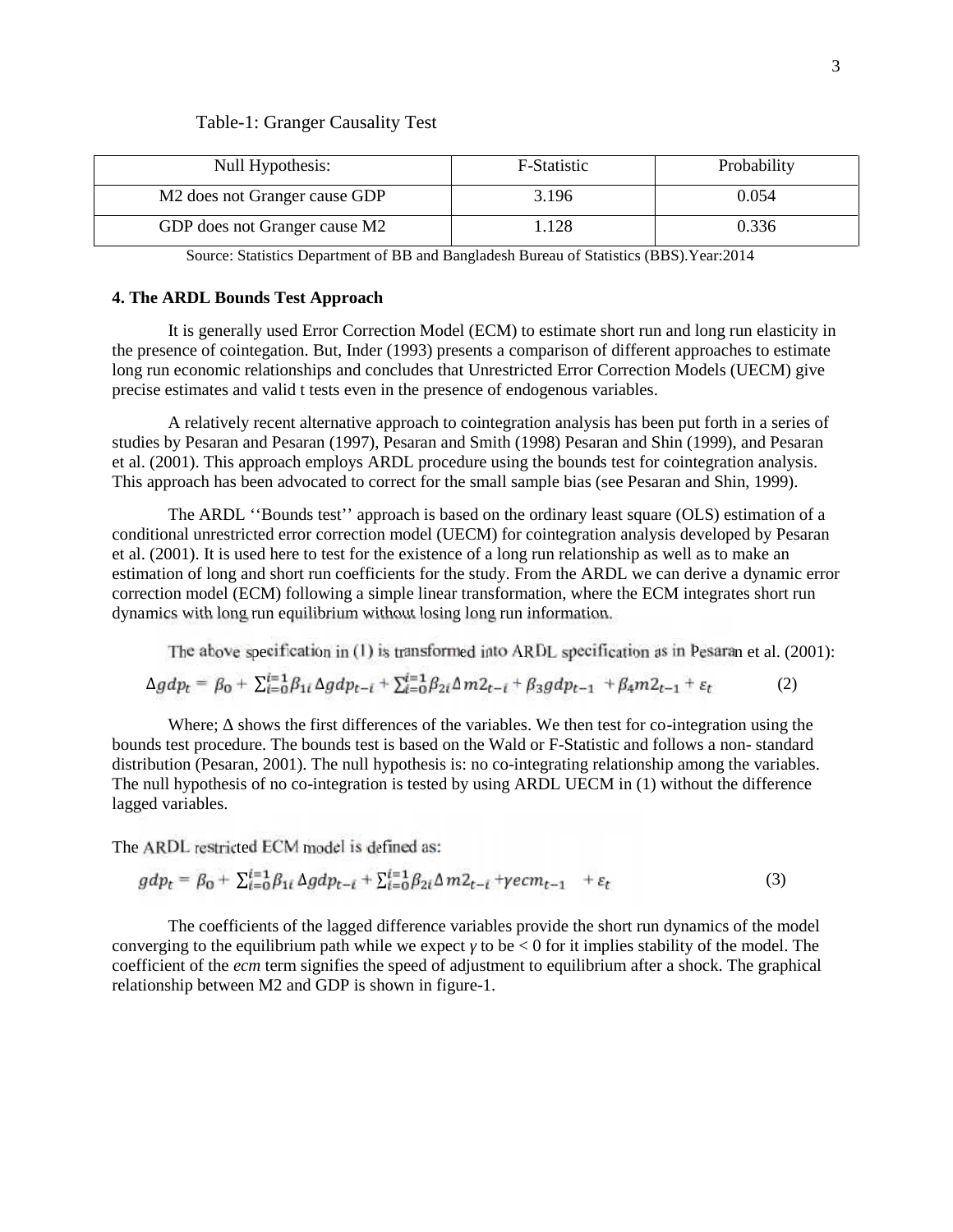Table-1: Granger Causality Test

| Null Hypothesis: | F-Statistic | Probability |
|---|---|---|
| M2 does not Granger cause GDP | 3.196 | 0.054 |
| GDP does not Granger cause M2 | 1.128 | 0.336 |

Source: Statistics Department of BB and Bangladesh Bureau of Statistics (BBS).Year:2014

**4. The ARDL Bounds Test Approach**

It is generally used Error Correction Model (ECM) to estimate short run and long run elasticity in the presence of cointegration. But, Inder (1993) presents a comparison of different approaches to estimate long run economic relationships and concludes that Unrestricted Error Correction Models (UECM) give precise estimates and valid t tests even in the presence of endogenous variables.

A relatively recent alternative approach to cointegration analysis has been put forth in a series of studies by Pesaran and Pesaran (1997), Pesaran and Smith (1998) Pesaran and Shin (1999), and Pesaran et al. (2001). This approach employs ARDL procedure using the bounds test for cointegration analysis. This approach has been advocated to correct for the small sample bias (see Pesaran and Shin, 1999).

The ARDL ''Bounds test'' approach is based on the ordinary least square (OLS) estimation of a conditional unrestricted error correction model (UECM) for cointegration analysis developed by Pesaran et al. (2001). It is used here to test for the existence of a long run relationship as well as to make an estimation of long and short run coefficients for the study. From the ARDL we can derive a dynamic error correction model (ECM) following a simple linear transformation, where the ECM integrates short run dynamics with long run equilibrium without losing long run information.

The above specification in (1) is transformed into ARDL specification as in Pesaran et al. (2001):

$$\Delta gdp_t = \beta_0 + \sum_{i=0}^{i=1}\beta_{1i}\,\Delta gdp_{t-i} + \sum_{i=0}^{i=1}\beta_{2i}\Delta m2_{t-i} + \beta_3 gdp_{t-1} + \beta_4 m2_{t-1} + \varepsilon_t \qquad (2)$$

Where; Δ shows the first differences of the variables. We then test for co-integration using the bounds test procedure. The bounds test is based on the Wald or F-Statistic and follows a non- standard distribution (Pesaran, 2001). The null hypothesis is: no co-integrating relationship among the variables. The null hypothesis of no co-integration is tested by using ARDL UECM in (1) without the difference lagged variables.

The ARDL restricted ECM model is defined as:

$$gdp_t = \beta_0 + \sum_{i=0}^{i=1}\beta_{1i}\,\Delta gdp_{t-i} + \sum_{i=0}^{i=1}\beta_{2i}\Delta m2_{t-i} + \gamma ecm_{t-1} + \varepsilon_t \qquad (3)$$

The coefficients of the lagged difference variables provide the short run dynamics of the model converging to the equilibrium path while we expect $\gamma$ to be $< 0$ for it implies stability of the model. The coefficient of the *ecm* term signifies the speed of adjustment to equilibrium after a shock. The graphical relationship between M2 and GDP is shown in figure-1.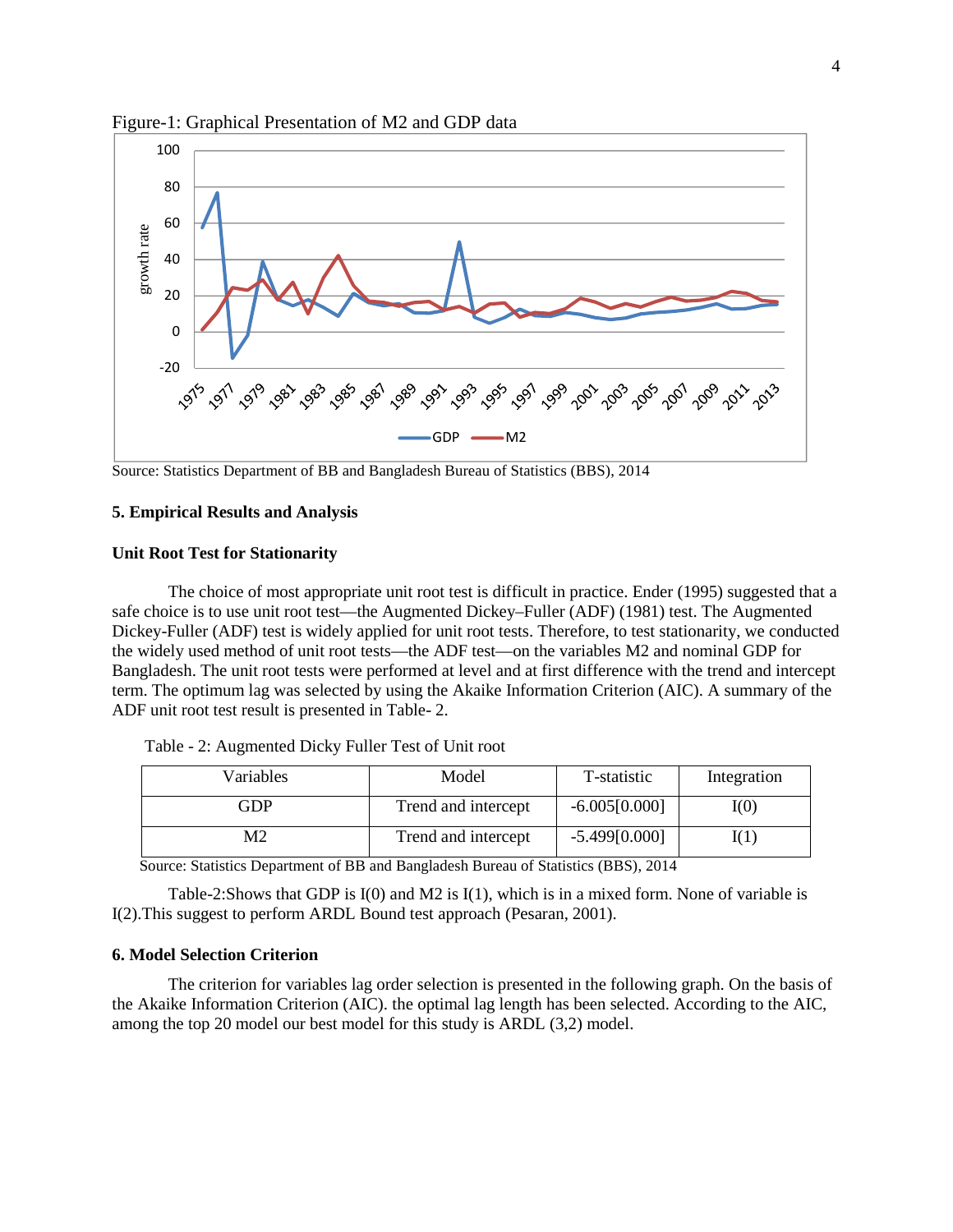Figure-1: Graphical Presentation of M2 and GDP data

Source: Statistics Department of BB and Bangladesh Bureau of Statistics (BBS), 2014

## 5. Empirical Results and Analysis

### Unit Root Test for Stationarity

The choice of most appropriate unit root test is difficult in practice. Ender (1995) suggested that a safe choice is to use unit root test—the Augmented Dickey–Fuller (ADF) (1981) test. The Augmented Dickey-Fuller (ADF) test is widely applied for unit root tests. Therefore, to test stationarity, we conducted the widely used method of unit root tests—the ADF test—on the variables M2 and nominal GDP for Bangladesh. The unit root tests were performed at level and at first difference with the trend and intercept term. The optimum lag was selected by using the Akaike Information Criterion (AIC). A summary of the ADF unit root test result is presented in Table- 2.

Table - 2: Augmented Dicky Fuller Test of Unit root

| Variables | Model | T-statistic | Integration |
|---|---|---|---|
| GDP | Trend and intercept | -6.005[0.000] | I(0) |
| M2 | Trend and intercept | -5.499[0.000] | I(1) |

Source: Statistics Department of BB and Bangladesh Bureau of Statistics (BBS), 2014

Table-2:Shows that GDP is I(0) and M2 is I(1), which is in a mixed form. None of variable is I(2).This suggest to perform ARDL Bound test approach (Pesaran, 2001).

## 6. Model Selection Criterion

The criterion for variables lag order selection is presented in the following graph. On the basis of the Akaike Information Criterion (AIC). the optimal lag length has been selected. According to the AIC, among the top 20 model our best model for this study is ARDL (3,2) model.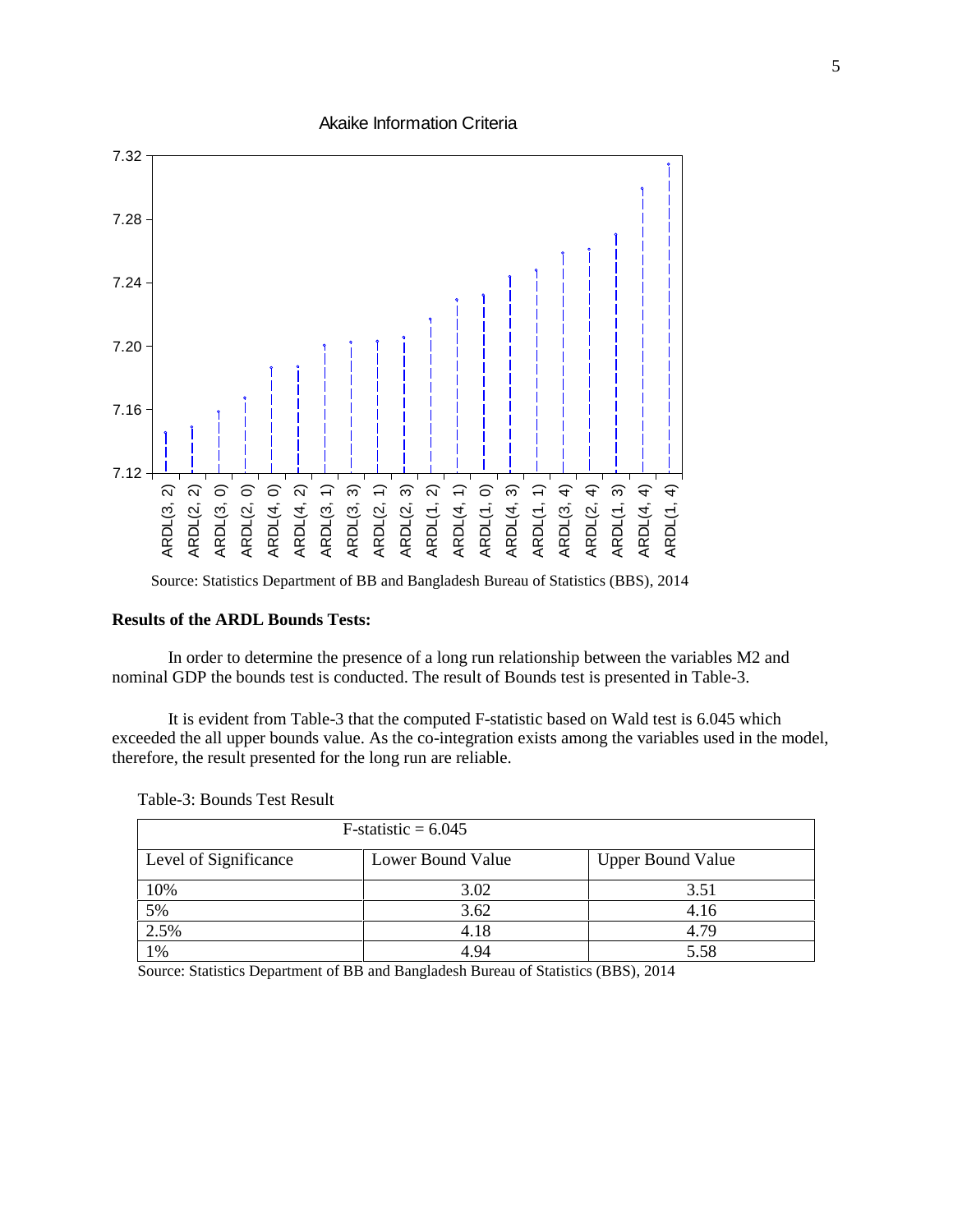Akaike Information Criteria

Source: Statistics Department of BB and Bangladesh Bureau of Statistics (BBS), 2014

**Results of the ARDL Bounds Tests:**

In order to determine the presence of a long run relationship between the variables M2 and nominal GDP the bounds test is conducted. The result of Bounds test is presented in Table-3.

It is evident from Table-3 that the computed F-statistic based on Wald test is 6.045 which exceeded the all upper bounds value. As the co-integration exists among the variables used in the model, therefore, the result presented for the long run are reliable.

Table-3: Bounds Test Result

| F-statistic = 6.045 | | |
|---|---|---|
| Level of Significance | Lower Bound Value | Upper Bound Value |
| 10% | 3.02 | 3.51 |
| 5% | 3.62 | 4.16 |
| 2.5% | 4.18 | 4.79 |
| 1% | 4.94 | 5.58 |

Source: Statistics Department of BB and Bangladesh Bureau of Statistics (BBS), 2014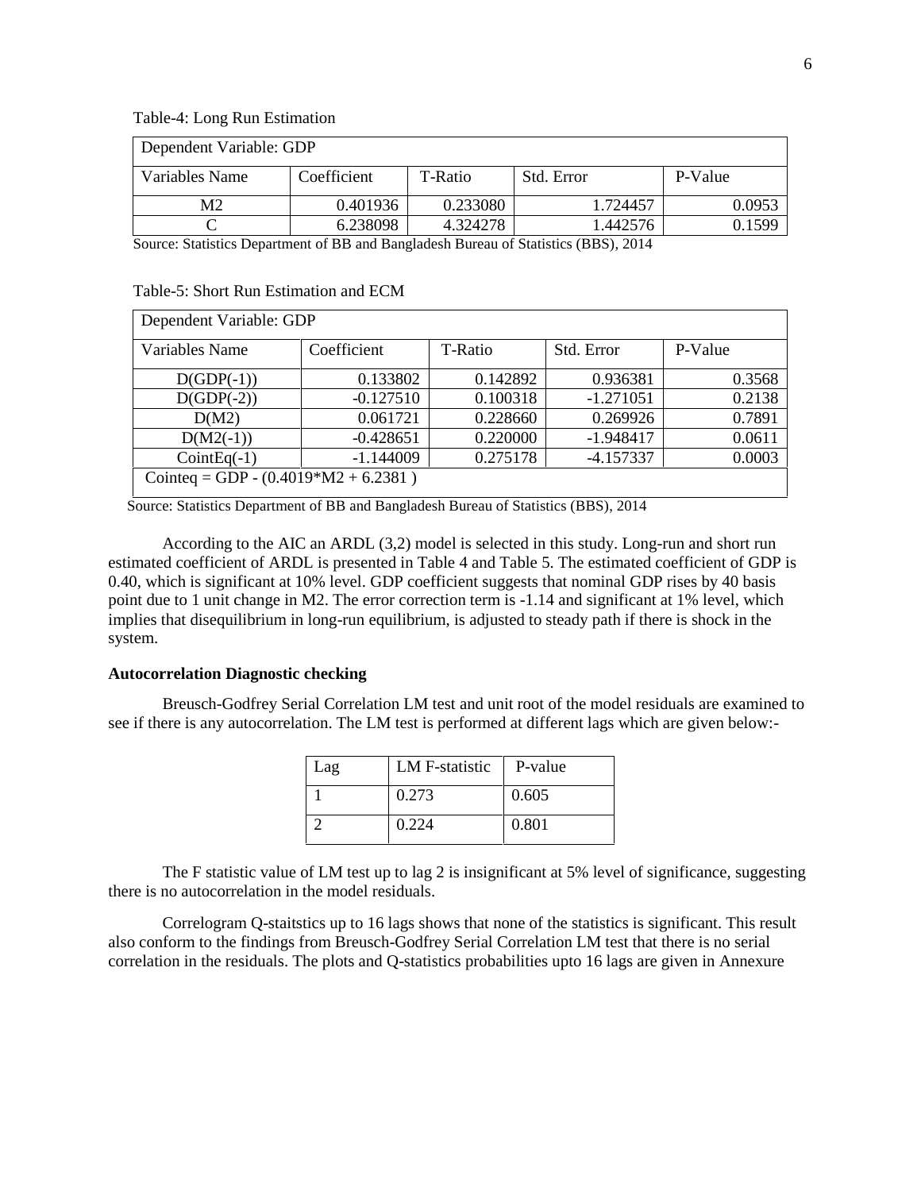Table-4: Long Run Estimation

| Dependent Variable: GDP | | | | |
|---|---|---|---|---|
| Variables Name | Coefficient | T-Ratio | Std. Error | P-Value |
| M2 | 0.401936 | 0.233080 | 1.724457 | 0.0953 |
| C | 6.238098 | 4.324278 | 1.442576 | 0.1599 |

Source: Statistics Department of BB and Bangladesh Bureau of Statistics (BBS), 2014

Table-5: Short Run Estimation and ECM

| Dependent Variable: GDP | | | | |
|---|---|---|---|---|
| Variables Name | Coefficient | T-Ratio | Std. Error | P-Value |
| D(GDP(-1)) | 0.133802 | 0.142892 | 0.936381 | 0.3568 |
| D(GDP(-2)) | -0.127510 | 0.100318 | -1.271051 | 0.2138 |
| D(M2) | 0.061721 | 0.228660 | 0.269926 | 0.7891 |
| D(M2(-1)) | -0.428651 | 0.220000 | -1.948417 | 0.0611 |
| CointEq(-1) | -1.144009 | 0.275178 | -4.157337 | 0.0003 |
| Cointeq = GDP - (0.4019*M2 + 6.2381 ) | | | | |

Source: Statistics Department of BB and Bangladesh Bureau of Statistics (BBS), 2014

According to the AIC an ARDL (3,2) model is selected in this study. Long-run and short run estimated coefficient of ARDL is presented in Table 4 and Table 5. The estimated coefficient of GDP is 0.40, which is significant at 10% level. GDP coefficient suggests that nominal GDP rises by 40 basis point due to 1 unit change in M2. The error correction term is -1.14 and significant at 1% level, which implies that disequilibrium in long-run equilibrium, is adjusted to steady path if there is shock in the system.

**Autocorrelation Diagnostic checking**

Breusch-Godfrey Serial Correlation LM test and unit root of the model residuals are examined to see if there is any autocorrelation. The LM test is performed at different lags which are given below:-

| Lag | LM F-statistic | P-value |
|---|---|---|
| 1 | 0.273 | 0.605 |
| 2 | 0.224 | 0.801 |

The F statistic value of LM test up to lag 2 is insignificant at 5% level of significance, suggesting there is no autocorrelation in the model residuals.

Correlogram Q-staitstics up to 16 lags shows that none of the statistics is significant. This result also conform to the findings from Breusch-Godfrey Serial Correlation LM test that there is no serial correlation in the residuals. The plots and Q-statistics probabilities upto 16 lags are given in Annexure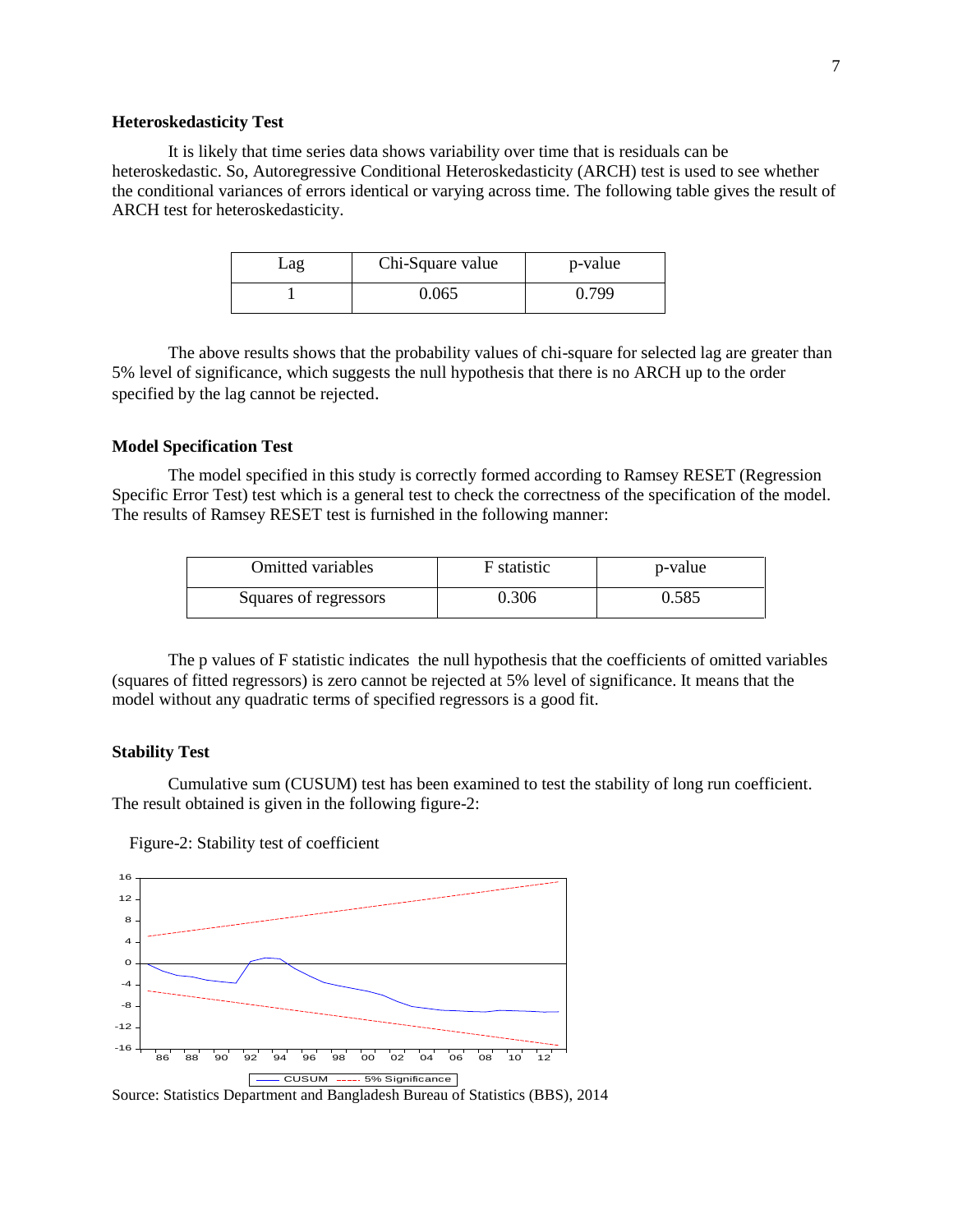### Heteroskedasticity Test

It is likely that time series data shows variability over time that is residuals can be heteroskedastic. So, Autoregressive Conditional Heteroskedasticity (ARCH) test is used to see whether the conditional variances of errors identical or varying across time. The following table gives the result of ARCH test for heteroskedasticity.

| Lag | Chi-Square value | p-value |
|---|---|---|
| 1 | 0.065 | 0.799 |

The above results shows that the probability values of chi-square for selected lag are greater than 5% level of significance, which suggests the null hypothesis that there is no ARCH up to the order specified by the lag cannot be rejected.

### Model Specification Test

The model specified in this study is correctly formed according to Ramsey RESET (Regression Specific Error Test) test which is a general test to check the correctness of the specification of the model. The results of Ramsey RESET test is furnished in the following manner:

| Omitted variables | F statistic | p-value |
|---|---|---|
| Squares of regressors | 0.306 | 0.585 |

The p values of F statistic indicates the null hypothesis that the coefficients of omitted variables (squares of fitted regressors) is zero cannot be rejected at 5% level of significance. It means that the model without any quadratic terms of specified regressors is a good fit.

### Stability Test

Cumulative sum (CUSUM) test has been examined to test the stability of long run coefficient. The result obtained is given in the following figure-2:

Figure-2: Stability test of coefficient

Source: Statistics Department and Bangladesh Bureau of Statistics (BBS), 2014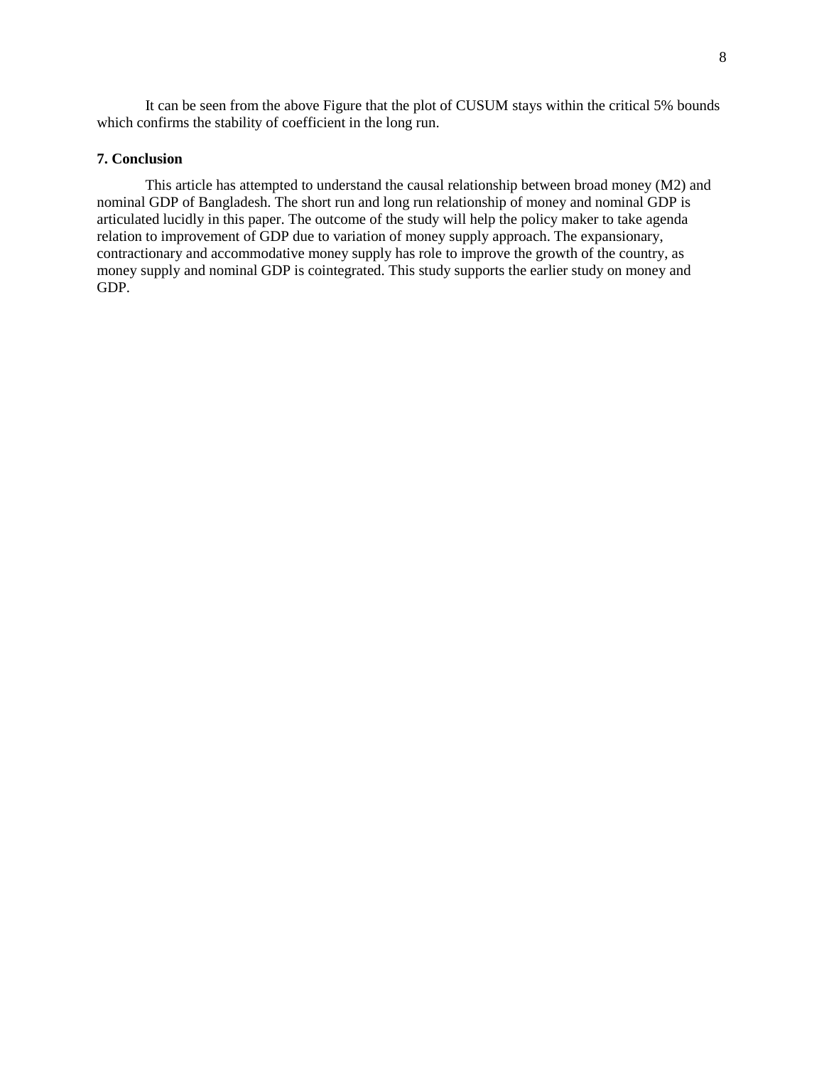It can be seen from the above Figure that the plot of CUSUM stays within the critical 5% bounds which confirms the stability of coefficient in the long run.

## 7. Conclusion

This article has attempted to understand the causal relationship between broad money (M2) and nominal GDP of Bangladesh. The short run and long run relationship of money and nominal GDP is articulated lucidly in this paper. The outcome of the study will help the policy maker to take agenda relation to improvement of GDP due to variation of money supply approach. The expansionary, contractionary and accommodative money supply has role to improve the growth of the country, as money supply and nominal GDP is cointegrated. This study supports the earlier study on money and GDP.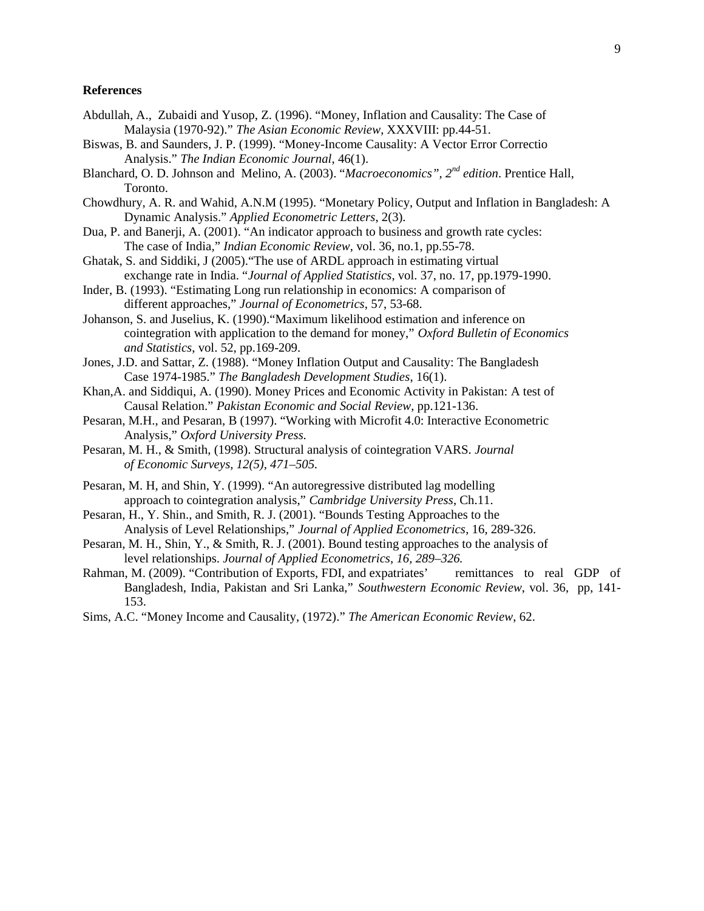**References**

Abdullah, A., Zubaidi and Yusop, Z. (1996). "Money, Inflation and Causality: The Case of Malaysia (1970-92)." *The Asian Economic Review*, XXXVIII: pp.44-51.

Biswas, B. and Saunders, J. P. (1999). "Money-Income Causality: A Vector Error Correctio Analysis." *The Indian Economic Journal*, 46(1).

Blanchard, O. D. Johnson and Melino, A. (2003). "*Macroeconomics", 2nd edition*. Prentice Hall, Toronto.

Chowdhury, A. R. and Wahid, A.N.M (1995). "Monetary Policy, Output and Inflation in Bangladesh: A Dynamic Analysis." *Applied Econometric Letters*, 2(3).

Dua, P. and Banerji, A. (2001). "An indicator approach to business and growth rate cycles: The case of India," *Indian Economic Review*, vol. 36, no.1, pp.55-78.

Ghatak, S. and Siddiki, J (2005)."The use of ARDL approach in estimating virtual exchange rate in India. "*Journal of Applied Statistics*, vol. 37, no. 17, pp.1979-1990.

Inder, B. (1993). "Estimating Long run relationship in economics: A comparison of different approaches," *Journal of Econometrics*, 57, 53-68.

Johanson, S. and Juselius, K. (1990)."Maximum likelihood estimation and inference on cointegration with application to the demand for money," *Oxford Bulletin of Economics and Statistics*, vol. 52, pp.169-209.

Jones, J.D. and Sattar, Z. (1988). "Money Inflation Output and Causality: The Bangladesh Case 1974-1985." *The Bangladesh Development Studies*, 16(1).

Khan,A. and Siddiqui, A. (1990). Money Prices and Economic Activity in Pakistan: A test of Causal Relation." *Pakistan Economic and Social Review*, pp.121-136.

Pesaran, M.H., and Pesaran, B (1997). "Working with Microfit 4.0: Interactive Econometric Analysis," *Oxford University Press.*

Pesaran, M. H., & Smith, (1998). Structural analysis of cointegration VARS. *Journal of Economic Surveys, 12(5), 471–505.*

Pesaran, M. H, and Shin, Y. (1999). "An autoregressive distributed lag modelling approach to cointegration analysis," *Cambridge University Press*, Ch.11.

Pesaran, H., Y. Shin., and Smith, R. J. (2001). "Bounds Testing Approaches to the Analysis of Level Relationships," *Journal of Applied Econometrics*, 16, 289-326.

Pesaran, M. H., Shin, Y., & Smith, R. J. (2001). Bound testing approaches to the analysis of level relationships. *Journal of Applied Econometrics, 16, 289–326.*

Rahman, M. (2009). "Contribution of Exports, FDI, and expatriates' remittances to real GDP of Bangladesh, India, Pakistan and Sri Lanka," *Southwestern Economic Review*, vol. 36, pp, 141-153.

Sims, A.C. "Money Income and Causality, (1972)." *The American Economic Review*, 62.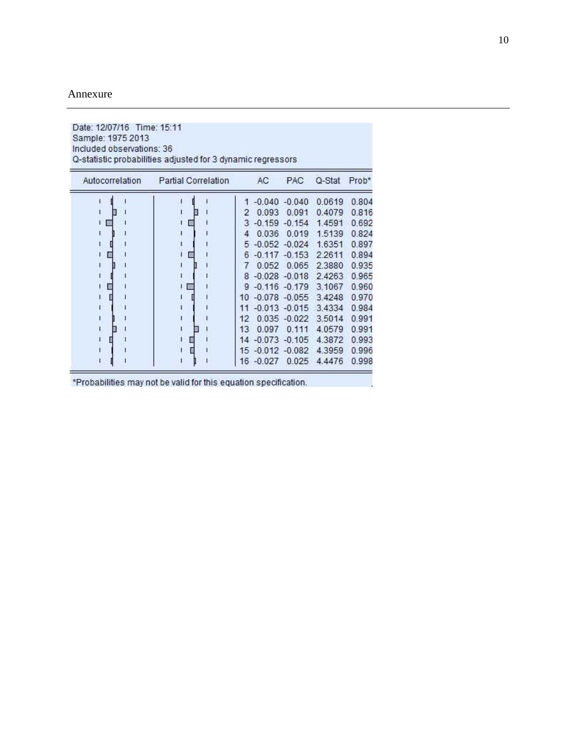Annexure

Date: 12/07/16 Time: 15:11
Sample: 1975 2013
Included observations: 36
Q-statistic probabilities adjusted for 3 dynamic regressors

| Autocorrelation | Partial Correlation | | AC | PAC | Q-Stat | Prob* |
|---|---|---|---|---|---|---|
| | | 1 | -0.040 | -0.040 | 0.0619 | 0.804 |
| | | 2 | 0.093 | 0.091 | 0.4079 | 0.816 |
| | | 3 | -0.159 | -0.154 | 1.4591 | 0.692 |
| | | 4 | 0.036 | 0.019 | 1.5139 | 0.824 |
| | | 5 | -0.052 | -0.024 | 1.6351 | 0.897 |
| | | 6 | -0.117 | -0.153 | 2.2611 | 0.894 |
| | | 7 | 0.052 | 0.065 | 2.3880 | 0.935 |
| | | 8 | -0.028 | -0.018 | 2.4263 | 0.965 |
| | | 9 | -0.116 | -0.179 | 3.1067 | 0.960 |
| | | 10 | -0.078 | -0.055 | 3.4248 | 0.970 |
| | | 11 | -0.013 | -0.015 | 3.4334 | 0.984 |
| | | 12 | 0.035 | -0.022 | 3.5014 | 0.991 |
| | | 13 | 0.097 | 0.111 | 4.0579 | 0.991 |
| | | 14 | -0.073 | -0.105 | 4.3872 | 0.993 |
| | | 15 | -0.012 | -0.082 | 4.3959 | 0.996 |
| | | 16 | -0.027 | 0.025 | 4.4476 | 0.998 |

*Probabilities may not be valid for this equation specification.